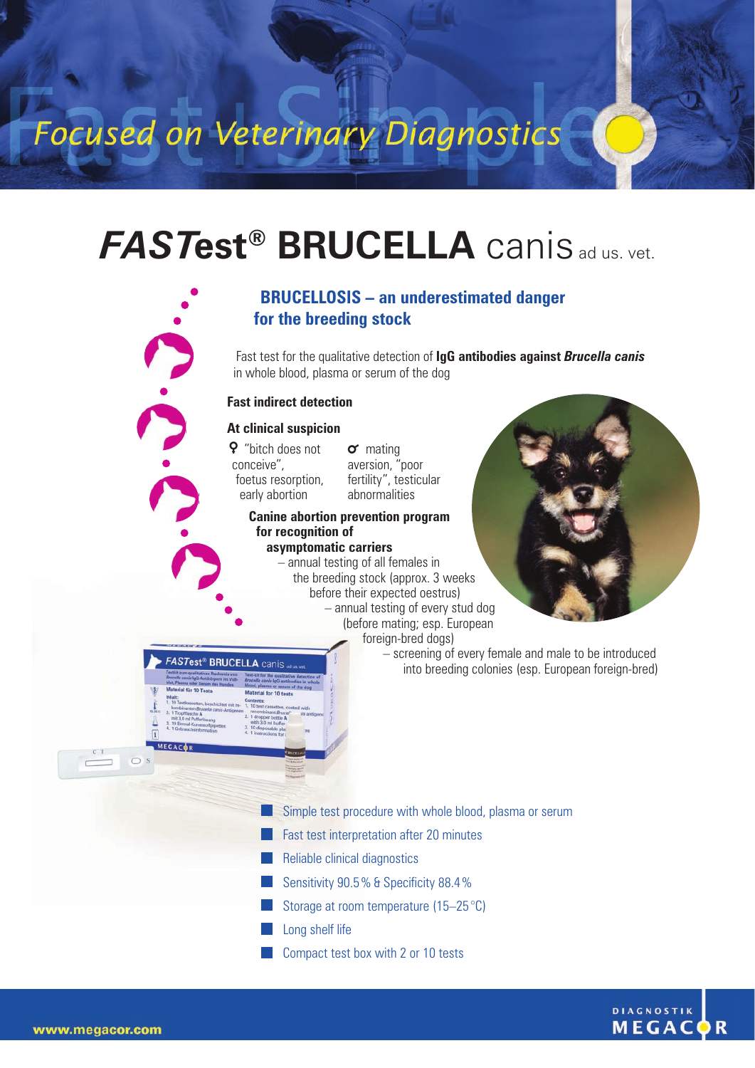*Focused on Veterinary Diagnostics*

# *FASTest*® BRUCELLA canis ad us. vet.

## BRUCELLOSIS – an underestimated danger for the breeding stock

Fast test for the qualitative detection of **IgG antibodies against *Brucella canis*** in whole blood, plasma or serum of the dog

**Fast indirect detection**

**At clinical suspicion**

♀ "bitch does not conceive", foetus resorption, early abortion

♂ mating aversion, "poor fertility", testicular abnormalities

**Canine abortion prevention program for recognition of asymptomatic carriers**

– annual testing of all females in the breeding stock (approx. 3 weeks before their expected oestrus)
– annual testing of every stud dog (before mating; esp. European foreign-bred dogs)
– screening of every female and male to be introduced into breeding colonies (esp. European foreign-bred)

- Simple test procedure with whole blood, plasma or serum
- Fast test interpretation after 20 minutes
- Reliable clinical diagnostics
- Sensitivity 90.5 % & Specificity 88.4 %
- Storage at room temperature (15–25 °C)
- Long shelf life
- Compact test box with 2 or 10 tests

www.megacor.com

DIAGNOSTIK MEGACOR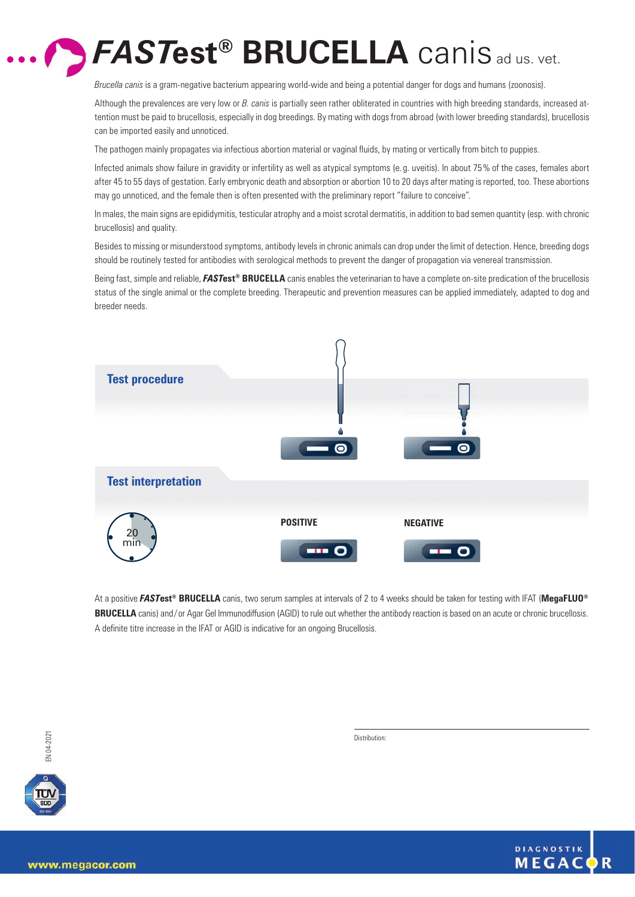# *FASTest*® BRUCELLA canis ad us. vet.

*Brucella canis* is a gram-negative bacterium appearing world-wide and being a potential danger for dogs and humans (zoonosis).

Although the prevalences are very low or *B. canis* is partially seen rather obliterated in countries with high breeding standards, increased attention must be paid to brucellosis, especially in dog breedings. By mating with dogs from abroad (with lower breeding standards), brucellosis can be imported easily and unnoticed.

The pathogen mainly propagates via infectious abortion material or vaginal fluids, by mating or vertically from bitch to puppies.

Infected animals show failure in gravidity or infertility as well as atypical symptoms (e. g. uveitis). In about 75 % of the cases, females abort after 45 to 55 days of gestation. Early embryonic death and absorption or abortion 10 to 20 days after mating is reported, too. These abortions may go unnoticed, and the female then is often presented with the preliminary report "failure to conceive".

In males, the main signs are epididymitis, testicular atrophy and a moist scrotal dermatitis, in addition to bad semen quantity (esp. with chronic brucellosis) and quality.

Besides to missing or misunderstood symptoms, antibody levels in chronic animals can drop under the limit of detection. Hence, breeding dogs should be routinely tested for antibodies with serological methods to prevent the danger of propagation via venereal transmission.

Being fast, simple and reliable, ***FASTest*® BRUCELLA** canis enables the veterinarian to have a complete on-site predication of the brucellosis status of the single animal or the complete breeding. Therapeutic and prevention measures can be applied immediately, adapted to dog and breeder needs.

## Test procedure

## Test interpretation

20 min

**POSITIVE**

**NEGATIVE**

At a positive ***FASTest*® BRUCELLA** canis, two serum samples at intervals of 2 to 4 weeks should be taken for testing with IFAT (**MegaFLUO® BRUCELLA** canis) and / or Agar Gel Immunodiffusion (AGID) to rule out whether the antibody reaction is based on an acute or chronic brucellosis. A definite titre increase in the IFAT or AGID is indicative for an ongoing Brucellosis.

EN 04-2021

Distribution:

www.megacor.com

DIAGNOSTIK MEGACOR